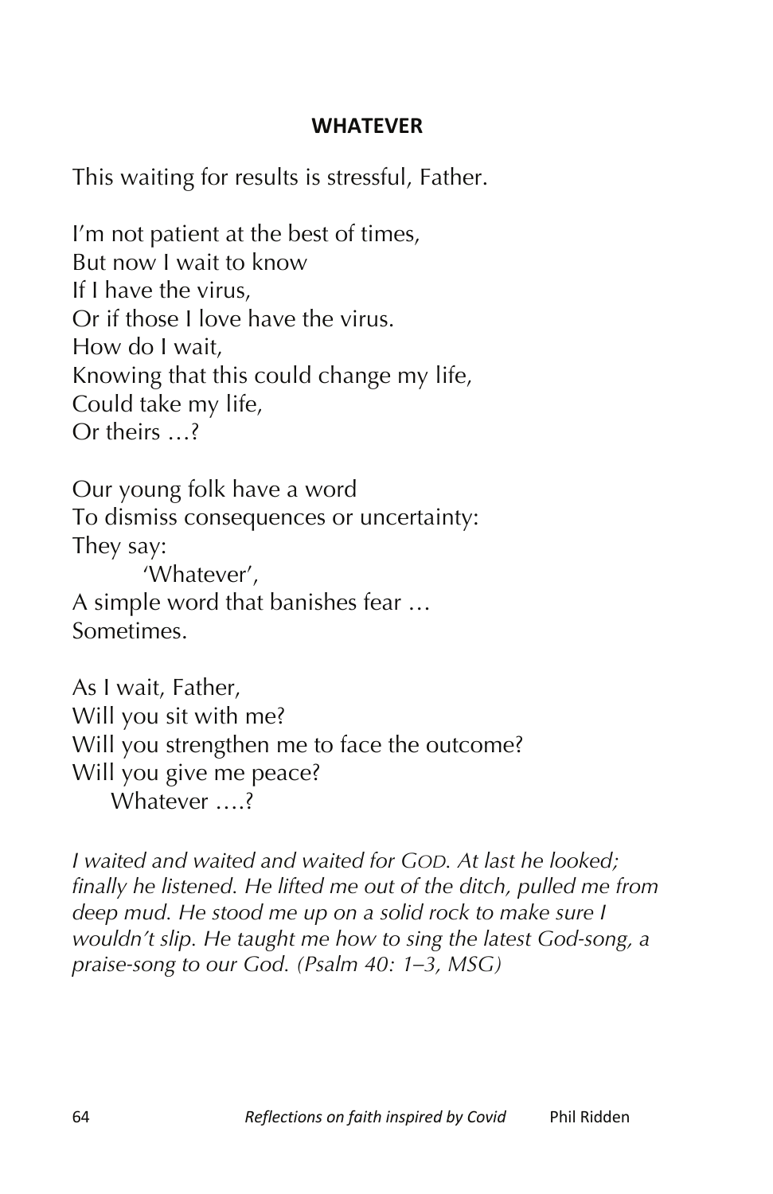**WHATEVER**

This waiting for results is stressful, Father.

I'm not patient at the best of times,
But now I wait to know
If I have the virus,
Or if those I love have the virus.
How do I wait,
Knowing that this could change my life,
Could take my life,
Or theirs …?

Our young folk have a word
To dismiss consequences or uncertainty:
They say:
'Whatever',
A simple word that banishes fear …
Sometimes.

As I wait, Father,
Will you sit with me?
Will you strengthen me to face the outcome?
Will you give me peace?
Whatever ….?

*I waited and waited and waited for GOD. At last he looked; finally he listened. He lifted me out of the ditch, pulled me from deep mud. He stood me up on a solid rock to make sure I wouldn't slip. He taught me how to sing the latest God-song, a praise-song to our God. (Psalm 40: 1–3, MSG)*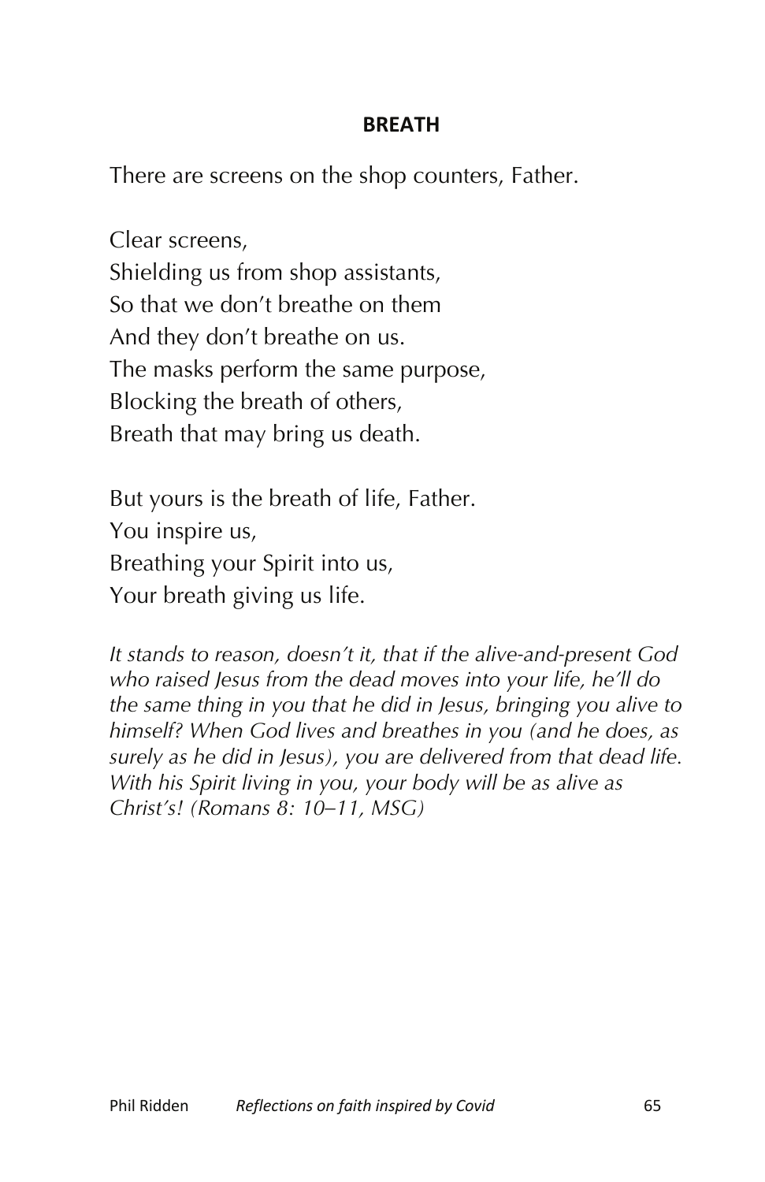## BREATH

There are screens on the shop counters, Father.

Clear screens,
Shielding us from shop assistants,
So that we don't breathe on them
And they don't breathe on us.
The masks perform the same purpose,
Blocking the breath of others,
Breath that may bring us death.

But yours is the breath of life, Father.
You inspire us,
Breathing your Spirit into us,
Your breath giving us life.

*It stands to reason, doesn't it, that if the alive-and-present God who raised Jesus from the dead moves into your life, he'll do the same thing in you that he did in Jesus, bringing you alive to himself? When God lives and breathes in you (and he does, as surely as he did in Jesus), you are delivered from that dead life. With his Spirit living in you, your body will be as alive as Christ's! (Romans 8: 10–11, MSG)*